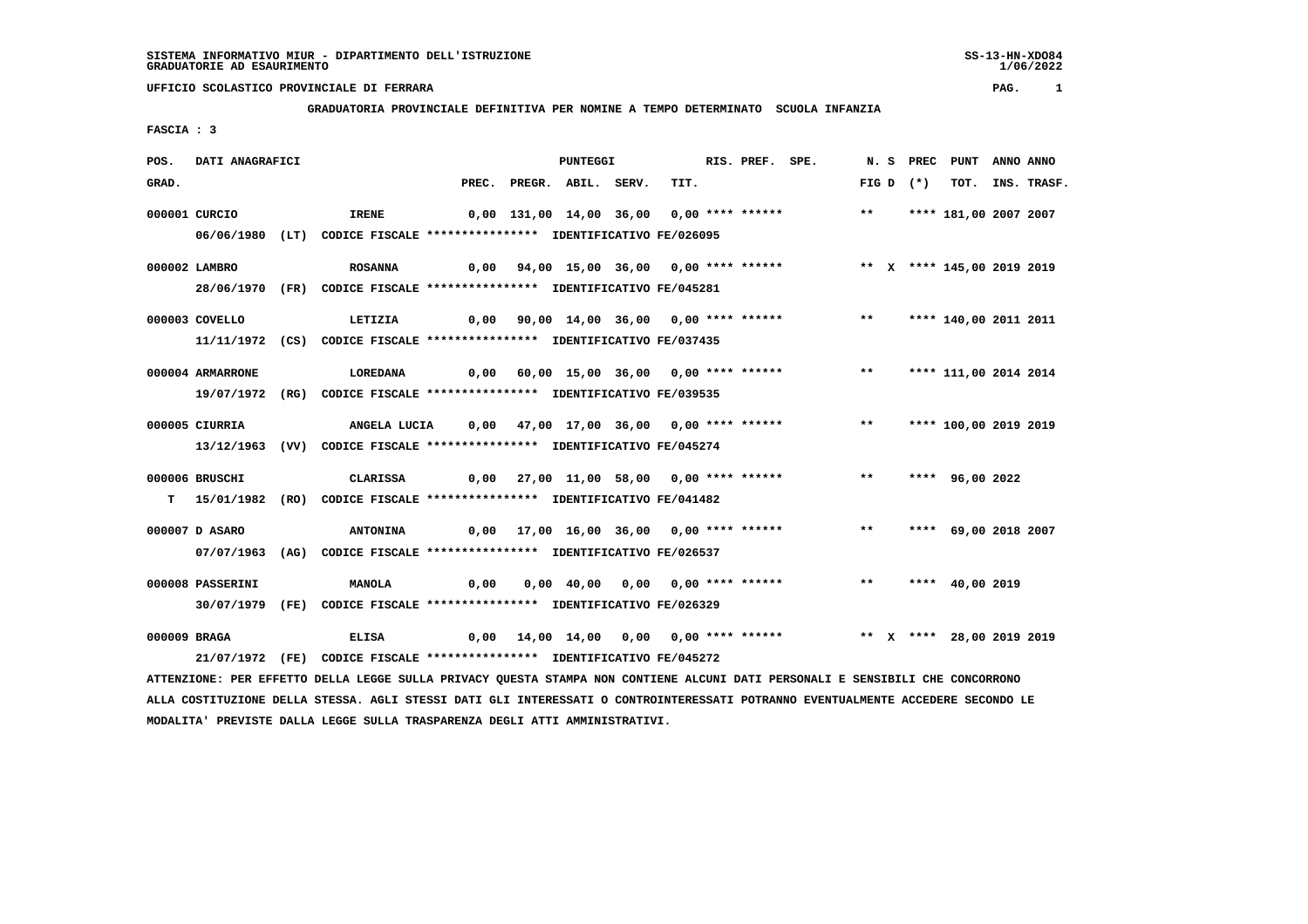SISTEMA INFORMATIVO MIUR - DIPARTIMENTO DELL'ISTRUZIONE
GRADUATORIE AD ESAURIMENTO

UFFICIO SCOLASTICO PROVINCIALE DI FERRARA

**GRADUATORIA PROVINCIALE DEFINITIVA PER NOMINE A TEMPO DETERMINATO SCUOLA INFANZIA**

FASCIA : 3

| POS. GRAD. | DATI ANAGRAFICI | | PREC. | PREGR. | ABIL. | SERV. | TIT. | RIS. | PREF. | SPE. | N. FIG | S D | PREC (*) | PUNT TOT. | ANNO INS. | ANNO TRASF. |
|---|---|---|---|---|---|---|---|---|---|---|---|---|---|---|---|---|
| 000001 | CURCIO | IRENE | 0,00 | 131,00 | 14,00 | 36,00 | 0,00 | **** | ****** | | ** | | **** | 181,00 | 2007 | 2007 |
| | 06/06/1980 (LT) CODICE FISCALE **************** IDENTIFICATIVO FE/026095 | | | | | | | | | | | | | | | |
| 000002 | LAMBRO | ROSANNA | 0,00 | 94,00 | 15,00 | 36,00 | 0,00 | **** | ****** | | ** | X | **** | 145,00 | 2019 | 2019 |
| | 28/06/1970 (FR) CODICE FISCALE **************** IDENTIFICATIVO FE/045281 | | | | | | | | | | | | | | | |
| 000003 | COVELLO | LETIZIA | 0,00 | 90,00 | 14,00 | 36,00 | 0,00 | **** | ****** | | ** | | **** | 140,00 | 2011 | 2011 |
| | 11/11/1972 (CS) CODICE FISCALE **************** IDENTIFICATIVO FE/037435 | | | | | | | | | | | | | | | |
| 000004 | ARMARRONE | LOREDANA | 0,00 | 60,00 | 15,00 | 36,00 | 0,00 | **** | ****** | | ** | | **** | 111,00 | 2014 | 2014 |
| | 19/07/1972 (RG) CODICE FISCALE **************** IDENTIFICATIVO FE/039535 | | | | | | | | | | | | | | | |
| 000005 | CIURRIA | ANGELA LUCIA | 0,00 | 47,00 | 17,00 | 36,00 | 0,00 | **** | ****** | | ** | | **** | 100,00 | 2019 | 2019 |
| | 13/12/1963 (VV) CODICE FISCALE **************** IDENTIFICATIVO FE/045274 | | | | | | | | | | | | | | | |
| 000006 | BRUSCHI | CLARISSA | 0,00 | 27,00 | 11,00 | 58,00 | 0,00 | **** | ****** | | ** | | **** | 96,00 | 2022 | |
| T | 15/01/1982 (RO) CODICE FISCALE **************** IDENTIFICATIVO FE/041482 | | | | | | | | | | | | | | | |
| 000007 | D ASARO | ANTONINA | 0,00 | 17,00 | 16,00 | 36,00 | 0,00 | **** | ****** | | ** | | **** | 69,00 | 2018 | 2007 |
| | 07/07/1963 (AG) CODICE FISCALE **************** IDENTIFICATIVO FE/026537 | | | | | | | | | | | | | | | |
| 000008 | PASSERINI | MANOLA | 0,00 | 0,00 | 40,00 | 0,00 | 0,00 | **** | ****** | | ** | | **** | 40,00 | 2019 | |
| | 30/07/1979 (FE) CODICE FISCALE **************** IDENTIFICATIVO FE/026329 | | | | | | | | | | | | | | | |
| 000009 | BRAGA | ELISA | 0,00 | 14,00 | 14,00 | 0,00 | 0,00 | **** | ****** | | ** | X | **** | 28,00 | 2019 | 2019 |
| | 21/07/1972 (FE) CODICE FISCALE **************** IDENTIFICATIVO FE/045272 | | | | | | | | | | | | | | | |

ATTENZIONE: PER EFFETTO DELLA LEGGE SULLA PRIVACY QUESTA STAMPA NON CONTIENE ALCUNI DATI PERSONALI E SENSIBILI CHE CONCORRONO ALLA COSTITUZIONE DELLA STESSA. AGLI STESSI DATI GLI INTERESSATI O CONTROINTERESSATI POTRANNO EVENTUALMENTE ACCEDERE SECONDO LE MODALITA' PREVISTE DALLA LEGGE SULLA TRASPARENZA DEGLI ATTI AMMINISTRATIVI.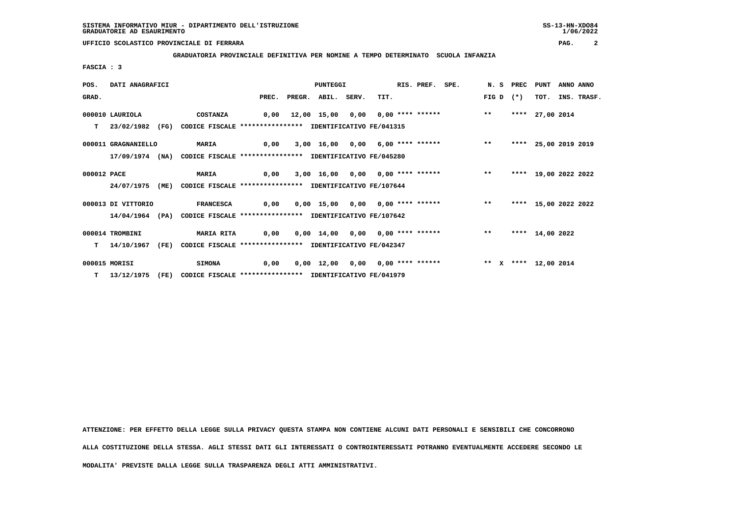SISTEMA INFORMATIVO MIUR - DIPARTIMENTO DELL'ISTRUZIONE
GRADUATORIE AD ESAURIMENTO

UFFICIO SCOLASTICO PROVINCIALE DI FERRARA

GRADUATORIA PROVINCIALE DEFINITIVA PER NOMINE A TEMPO DETERMINATO SCUOLA INFANZIA

FASCIA : 3

| POS. GRAD. | DATI ANAGRAFICI | | PREC. | PREGR. | ABIL. | SERV. | TIT. | RIS. | PREF. | SPE. | N. S FIG D | PREC (*) | PUNT TOT. | ANNO INS. | ANNO TRASF. |
|---|---|---|---|---|---|---|---|---|---|---|---|---|---|---|---|
| 000010 | LAURIOLA | COSTANZA | 0,00 | 12,00 | 15,00 | 0,00 | 0,00 | **** | ****** | | ** | **** | 27,00 | 2014 | |
| T | 23/02/1982 (FG) | CODICE FISCALE **************** IDENTIFICATIVO FE/041315 | | | | | | | | | | | | | |
| 000011 | GRAGNANIELLO | MARIA | 0,00 | 3,00 | 16,00 | 0,00 | 6,00 | **** | ****** | | ** | **** | 25,00 | 2019 | 2019 |
| | 17/09/1974 (NA) | CODICE FISCALE **************** IDENTIFICATIVO FE/045280 | | | | | | | | | | | | | |
| 000012 | PACE | MARIA | 0,00 | 3,00 | 16,00 | 0,00 | 0,00 | **** | ****** | | ** | **** | 19,00 | 2022 | 2022 |
| | 24/07/1975 (ME) | CODICE FISCALE **************** IDENTIFICATIVO FE/107644 | | | | | | | | | | | | | |
| 000013 | DI VITTORIO | FRANCESCA | 0,00 | 0,00 | 15,00 | 0,00 | 0,00 | **** | ****** | | ** | **** | 15,00 | 2022 | 2022 |
| | 14/04/1964 (PA) | CODICE FISCALE **************** IDENTIFICATIVO FE/107642 | | | | | | | | | | | | | |
| 000014 | TROMBINI | MARIA RITA | 0,00 | 0,00 | 14,00 | 0,00 | 0,00 | **** | ****** | | ** | **** | 14,00 | 2022 | |
| T | 14/10/1967 (FE) | CODICE FISCALE **************** IDENTIFICATIVO FE/042347 | | | | | | | | | | | | | |
| 000015 | MORISI | SIMONA | 0,00 | 0,00 | 12,00 | 0,00 | 0,00 | **** | ****** | | ** X | **** | 12,00 | 2014 | |
| T | 13/12/1975 (FE) | CODICE FISCALE **************** IDENTIFICATIVO FE/041979 | | | | | | | | | | | | | |

ATTENZIONE: PER EFFETTO DELLA LEGGE SULLA PRIVACY QUESTA STAMPA NON CONTIENE ALCUNI DATI PERSONALI E SENSIBILI CHE CONCORRONO ALLA COSTITUZIONE DELLA STESSA. AGLI STESSI DATI GLI INTERESSATI O CONTROINTERESSATI POTRANNO EVENTUALMENTE ACCEDERE SECONDO LE MODALITA' PREVISTE DALLA LEGGE SULLA TRASPARENZA DEGLI ATTI AMMINISTRATIVI.